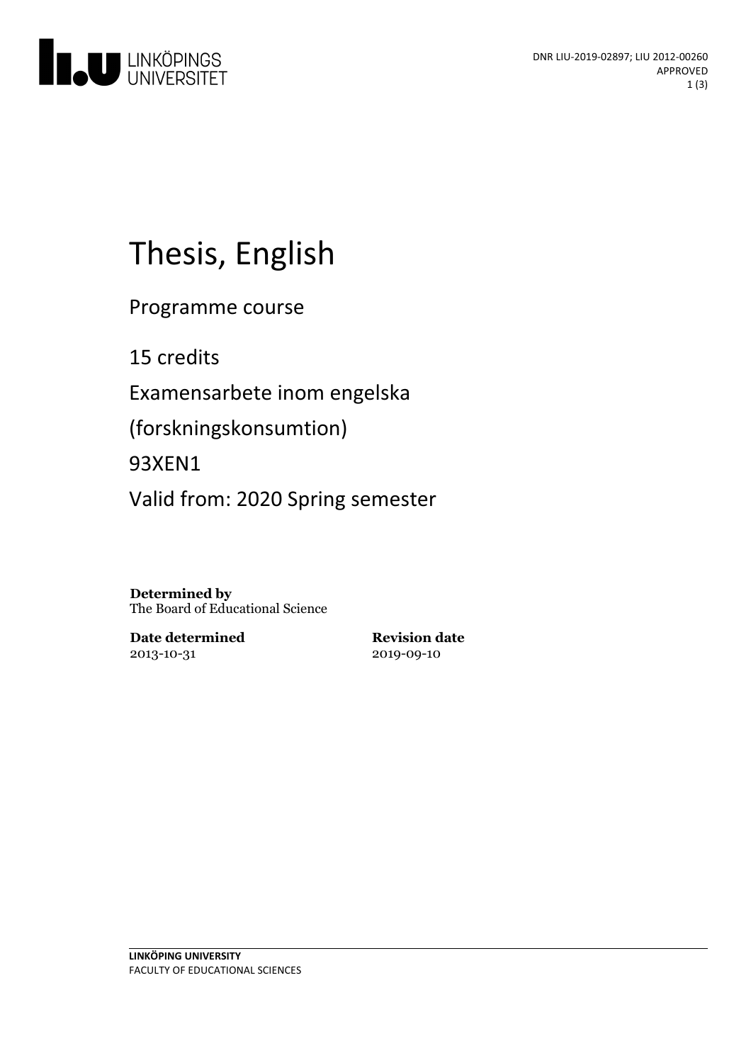DNR LIU-2019-02897; LIU 2012-00260
APPROVED

# Thesis, English

Programme course

15 credits

Examensarbete inom engelska

(forskningskonsumtion)

93XEN1

Valid from: 2020 Spring semester

**Determined by**
The Board of Educational Science

| **Date determined** | **Revision date** |
| --- | --- |
| 2013-10-31 | 2019-09-10 |

**LINKÖPING UNIVERSITY**
FACULTY OF EDUCATIONAL SCIENCES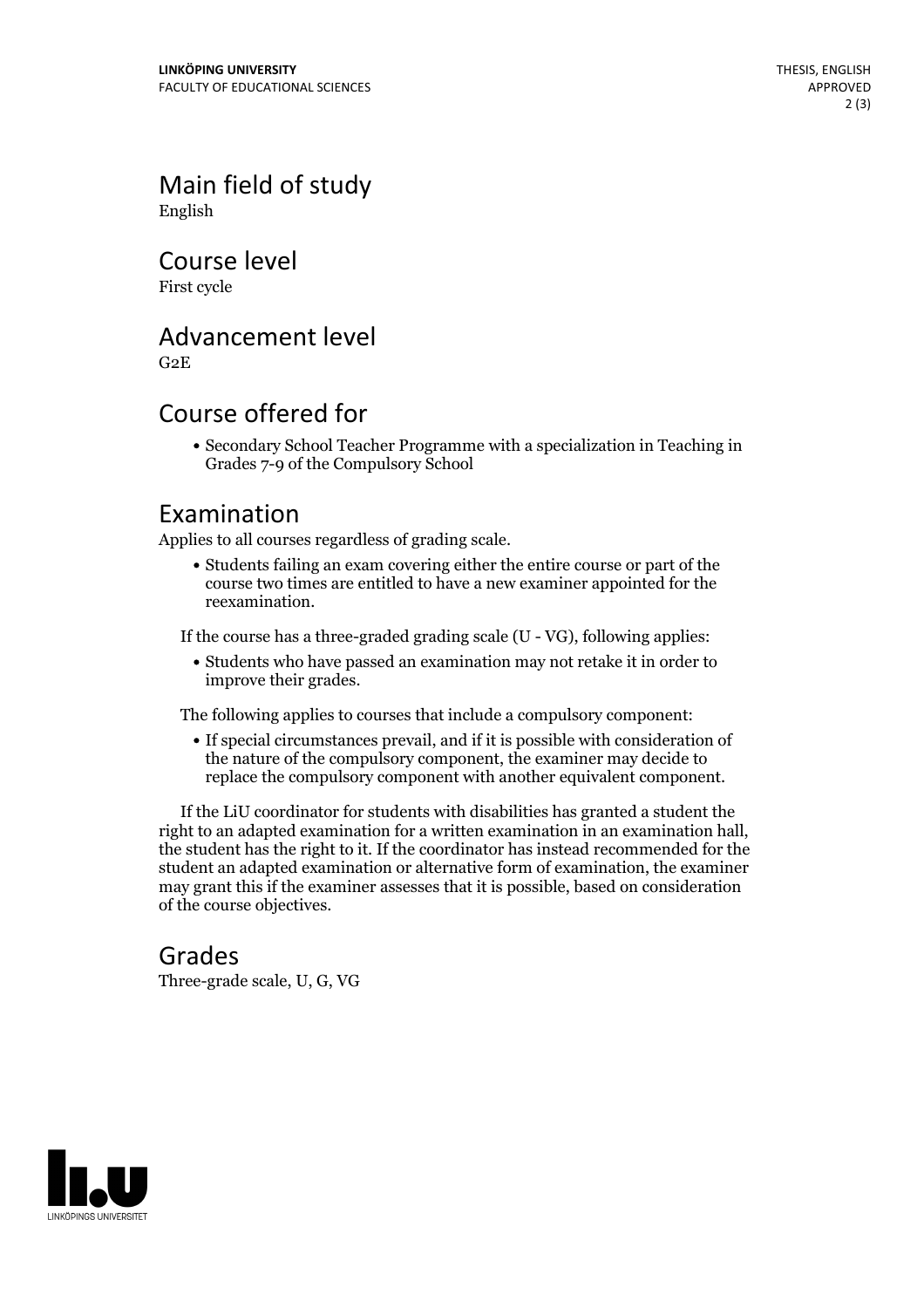## Main field of study

English

## Course level

First cycle

## Advancement level

G2E

## Course offered for

- Secondary School Teacher Programme with a specialization in Teaching in Grades 7-9 of the Compulsory School

## Examination

Applies to all courses regardless of grading scale.

- Students failing an exam covering either the entire course or part of the course two times are entitled to have a new examiner appointed for the reexamination.

If the course has a three-graded grading scale (U - VG), following applies:

- Students who have passed an examination may not retake it in order to improve their grades.

The following applies to courses that include a compulsory component:

- If special circumstances prevail, and if it is possible with consideration of the nature of the compulsory component, the examiner may decide to replace the compulsory component with another equivalent component.

If the LiU coordinator for students with disabilities has granted a student the right to an adapted examination for a written examination in an examination hall, the student has the right to it. If the coordinator has instead recommended for the student an adapted examination or alternative form of examination, the examiner may grant this if the examiner assesses that it is possible, based on consideration of the course objectives.

## Grades

Three-grade scale, U, G, VG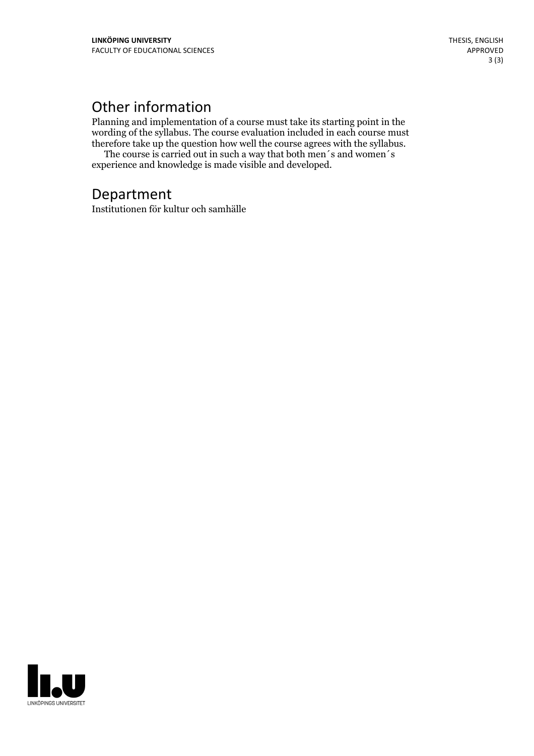## Other information

Planning and implementation of a course must take its starting point in the wording of the syllabus. The course evaluation included in each course must therefore take up the question how well the course agrees with the syllabus.

The course is carried out in such a way that both men´s and women´s experience and knowledge is made visible and developed.

## Department

Institutionen för kultur och samhälle